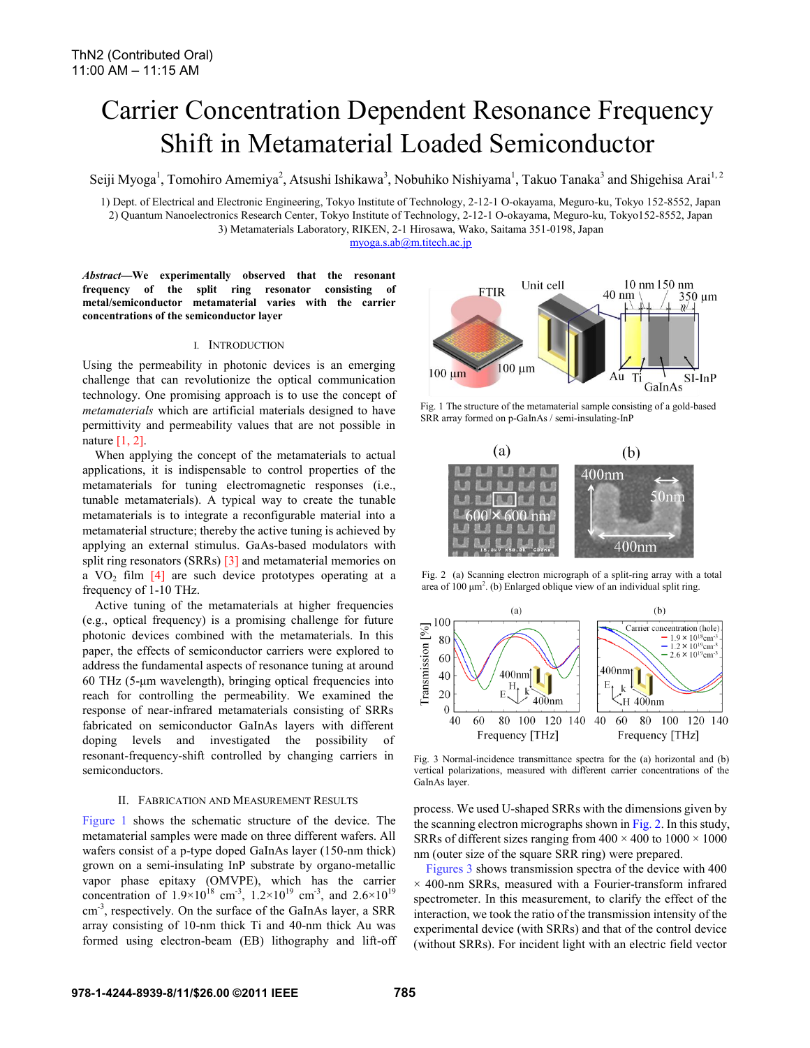ThN2 (Contributed Oral)
11:00 AM – 11:15 AM

# Carrier Concentration Dependent Resonance Frequency Shift in Metamaterial Loaded Semiconductor

Seiji Myoga[1], Tomohiro Amemiya[2], Atsushi Ishikawa[3], Nobuhiko Nishiyama[1], Takuo Tanaka[3] and Shigehisa Arai[1, 2]

1) Dept. of Electrical and Electronic Engineering, Tokyo Institute of Technology, 2-12-1 O-okayama, Meguro-ku, Tokyo 152-8552, Japan
2) Quantum Nanoelectronics Research Center, Tokyo Institute of Technology, 2-12-1 O-okayama, Meguro-ku, Tokyo152-8552, Japan
3) Metamaterials Laboratory, RIKEN, 2-1 Hirosawa, Wako, Saitama 351-0198, Japan
myoga.s.ab@m.titech.ac.jp

***Abstract*—We experimentally observed that the resonant frequency of the split ring resonator consisting of metal/semiconductor metamaterial varies with the carrier concentrations of the semiconductor layer**

## I. Introduction

Using the permeability in photonic devices is an emerging challenge that can revolutionize the optical communication technology. One promising approach is to use the concept of *metamaterials* which are artificial materials designed to have permittivity and permeability values that are not possible in nature [1, 2].

When applying the concept of the metamaterials to actual applications, it is indispensable to control properties of the metamaterials for tuning electromagnetic responses (i.e., tunable metamaterials). A typical way to create the tunable metamaterials is to integrate a reconfigurable material into a metamaterial structure; thereby the active tuning is achieved by applying an external stimulus. GaAs-based modulators with split ring resonators (SRRs) [3] and metamaterial memories on a $VO_2$ film [4] are such device prototypes operating at a frequency of 1-10 THz.

Active tuning of the metamaterials at higher frequencies (e.g., optical frequency) is a promising challenge for future photonic devices combined with the metamaterials. In this paper, the effects of semiconductor carriers were explored to address the fundamental aspects of resonance tuning at around 60 THz (5-µm wavelength), bringing optical frequencies into reach for controlling the permeability. We examined the response of near-infrared metamaterials consisting of SRRs fabricated on semiconductor GaInAs layers with different doping levels and investigated the possibility of resonant-frequency-shift controlled by changing carriers in semiconductors.

## II. Fabrication and Measurement Results

Figure 1 shows the schematic structure of the device. The metamaterial samples were made on three different wafers. All wafers consist of a p-type doped GaInAs layer (150-nm thick) grown on a semi-insulating InP substrate by organo-metallic vapor phase epitaxy (OMVPE), which has the carrier concentration of $1.9{\times}10^{18}$ $cm^{-3}$, $1.2{\times}10^{19}$ $cm^{-3}$, and $2.6{\times}10^{19}$ $cm^{-3}$, respectively. On the surface of the GaInAs layer, a SRR array consisting of 10-nm thick Ti and 40-nm thick Au was formed using electron-beam (EB) lithography and lift-off process. We used U-shaped SRRs with the dimensions given by the scanning electron micrographs shown in Fig. 2. In this study, SRRs of different sizes ranging from 400 × 400 to 1000 × 1000 nm (outer size of the square SRR ring) were prepared.

Fig. 1 The structure of the metamaterial sample consisting of a gold-based SRR array formed on p-GaInAs / semi-insulating-InP

Fig. 2 (a) Scanning electron micrograph of a split-ring array with a total area of 100 µm². (b) Enlarged oblique view of an individual split ring.

Fig. 3 Normal-incidence transmittance spectra for the (a) horizontal and (b) vertical polarizations, measured with different carrier concentrations of the GaInAs layer.

Figures 3 shows transmission spectra of the device with 400 × 400-nm SRRs, measured with a Fourier-transform infrared spectrometer. In this measurement, to clarify the effect of the interaction, we took the ratio of the transmission intensity of the experimental device (with SRRs) and that of the control device (without SRRs). For incident light with an electric field vector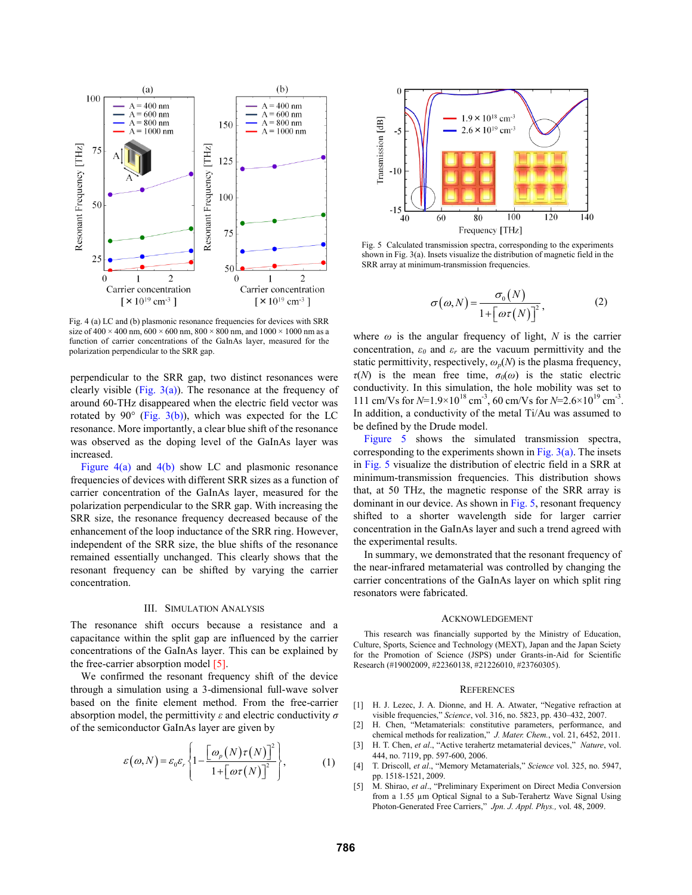(a)

100

75

50

25

0 1 2

Carrier concentration

[ × 10[19] cm[-3] ]

Resonant Frequency [THz]

A = 400 nm
A = 600 nm
A = 800 nm
A = 1000 nm

A

A

(b)

150

125

100

75

50

0 1 2

Carrier concentration

[ × 10[19] cm[-3] ]

Resonant Frequency [THz]

A = 400 nm
A = 600 nm
A = 800 nm
A = 1000 nm

Fig. 4 (a) LC and (b) plasmonic resonance frequencies for devices with SRR size of 400 × 400 nm, 600 × 600 nm, 800 × 800 nm, and 1000 × 1000 nm as a function of carrier concentrations of the GaInAs layer, measured for the polarization perpendicular to the SRR gap.

perpendicular to the SRR gap, two distinct resonances were clearly visible (Fig. 3(a)). The resonance at the frequency of around 60-THz disappeared when the electric field was rotated by 90° (Fig. 3(b)), which was expected for the LC resonance. More importantly, a clear blue shift of the resonance was observed as the doping level of the GaInAs layer was increased.

Figure 4(a) and 4(b) show LC and plasmonic resonance frequencies of devices with different SRR sizes as a function of carrier concentration of the GaInAs layer, measured for the polarization perpendicular to the SRR gap. With increasing the SRR size, the resonance frequency decreased because of the enhancement of the loop inductance of the SRR ring. However, independent of the SRR size, the blue shifts of the resonance remained essentially unchanged. This clearly shows that the resonant frequency can be shifted by varying the carrier concentration.

## III. Simulation Analysis

The resonance shift occurs because a resistance and a capacitance within the split gap are influenced by the carrier concentrations of the GaInAs layer. This can be explained by the free-carrier absorption model [5].

We confirmed the resonant frequency shift of the device through a simulation using a 3-dimensional full-wave solver based on the finite element method. From the free-carrier absorption model, the permittivity $\varepsilon$ and electric conductivity $\sigma$ of the semiconductor GaInAs layer are given by

$$\varepsilon(\omega, N) = \varepsilon_0 \varepsilon_r \left\{ 1 - \frac{\left[\omega_p(N)\tau(N)\right]^2}{1 + \left[\omega\tau(N)\right]^2} \right\}, \qquad (1)$$

0

-5

-10

-15

40 60 80 100 120 140

Frequency [THz]

Transmission [dB]

1.9 × 10[18] cm[-3]

2.6 × 10[19] cm[-3]

Fig. 5 Calculated transmission spectra, corresponding to the experiments shown in Fig. 3(a). Insets visualize the distribution of magnetic field in the SRR array at minimum-transmission frequencies.

$$\sigma(\omega, N) = \frac{\sigma_0(N)}{1 + \left[\omega\tau(N)\right]^2}, \qquad (2)$$

where $\omega$ is the angular frequency of light, $N$ is the carrier concentration, $\varepsilon_0$ and $\varepsilon_r$ are the vacuum permittivity and the static permittivity, respectively, $\omega_p(N)$ is the plasma frequency, $\tau(N)$ is the mean free time, $\sigma_0(\omega)$ is the static electric conductivity. In this simulation, the hole mobility was set to 111 cm/Vs for $N$=1.9×10[18] cm[-3], 60 cm/Vs for $N$=2.6×10[19] cm[-3]. In addition, a conductivity of the metal Ti/Au was assumed to be defined by the Drude model.

Figure 5 shows the simulated transmission spectra, corresponding to the experiments shown in Fig. 3(a). The insets in Fig. 5 visualize the distribution of electric field in a SRR at minimum-transmission frequencies. This distribution shows that, at 50 THz, the magnetic response of the SRR array is dominant in our device. As shown in Fig. 5, resonant frequency shifted to a shorter wavelength side for larger carrier concentration in the GaInAs layer and such a trend agreed with the experimental results.

In summary, we demonstrated that the resonant frequency of the near-infrared metamaterial was controlled by changing the carrier concentrations of the GaInAs layer on which split ring resonators were fabricated.

## Acknowledgement

This research was financially supported by the Ministry of Education, Culture, Sports, Science and Technology (MEXT), Japan and the Japan Sciety for the Promotion of Science (JSPS) under Grants-in-Aid for Scientific Research (#19002009, #22360138, #21226010, #23760305).

## References

[1] H. J. Lezec, J. A. Dionne, and H. A. Atwater, "Negative refraction at visible frequencies," *Science*, vol. 316, no. 5823, pp. 430–432, 2007.

[2] H. Chen, "Metamaterials: constitutive parameters, performance, and chemical methods for realization," *J. Mater. Chem.*, vol. 21, 6452, 2011.

[3] H. T. Chen, *et al*., "Active terahertz metamaterial devices," *Nature*, vol. 444, no. 7119, pp. 597-600, 2006.

[4] T. Driscoll, *et al*., "Memory Metamaterials," *Science* vol. 325, no. 5947, pp. 1518-1521, 2009.

[5] M. Shirao, *et al*., "Preliminary Experiment on Direct Media Conversion from a 1.55 µm Optical Signal to a Sub-Terahertz Wave Signal Using Photon-Generated Free Carriers," *Jpn. J. Appl. Phys.*, vol. 48, 2009.